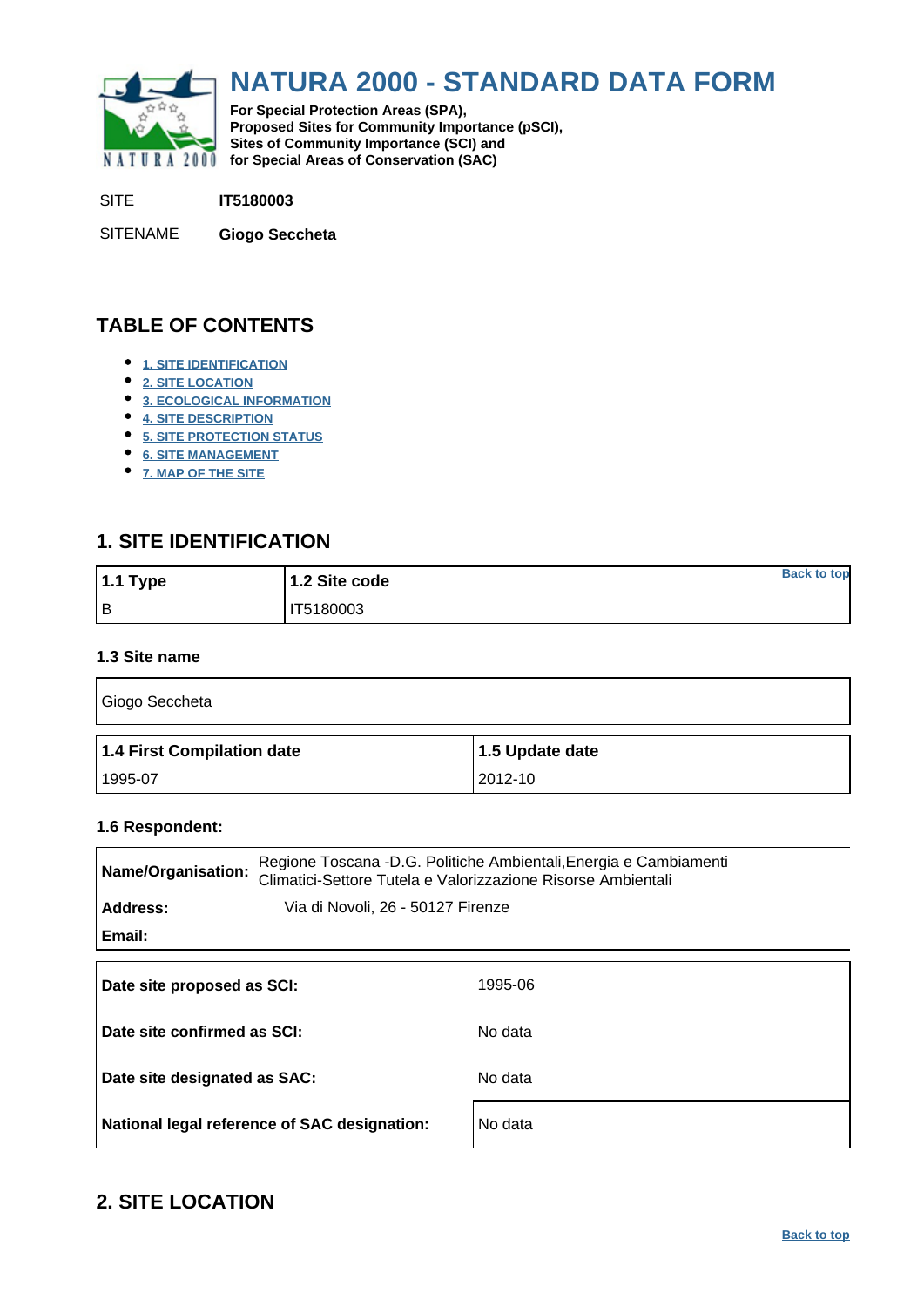# NATURA 2000 - STANDARD DATA FORM

**For Special Protection Areas (SPA), Proposed Sites for Community Importance (pSCI), Sites of Community Importance (SCI) and for Special Areas of Conservation (SAC)**

SITE **IT5180003**

SITENAME **Giogo Seccheta**

## TABLE OF CONTENTS

- 1. SITE IDENTIFICATION
- 2. SITE LOCATION
- 3. ECOLOGICAL INFORMATION
- 4. SITE DESCRIPTION
- 5. SITE PROTECTION STATUS
- 6. SITE MANAGEMENT
- 7. MAP OF THE SITE

## 1. SITE IDENTIFICATION

| 1.1 Type | 1.2 Site code |
|---|---|
| B | IT5180003 |

### 1.3 Site name

Giogo Seccheta

| 1.4 First Compilation date | 1.5 Update date |
|---|---|
| 1995-07 | 2012-10 |

### 1.6 Respondent:

| | |
|---|---|
| **Name/Organisation:** | Regione Toscana -D.G. Politiche Ambientali,Energia e Cambiamenti Climatici-Settore Tutela e Valorizzazione Risorse Ambientali |
| **Address:** | Via di Novoli, 26 - 50127 Firenze |
| **Email:** | |

| | |
|---|---|
| **Date site proposed as SCI:** | 1995-06 |
| **Date site confirmed as SCI:** | No data |
| **Date site designated as SAC:** | No data |
| **National legal reference of SAC designation:** | No data |

## 2. SITE LOCATION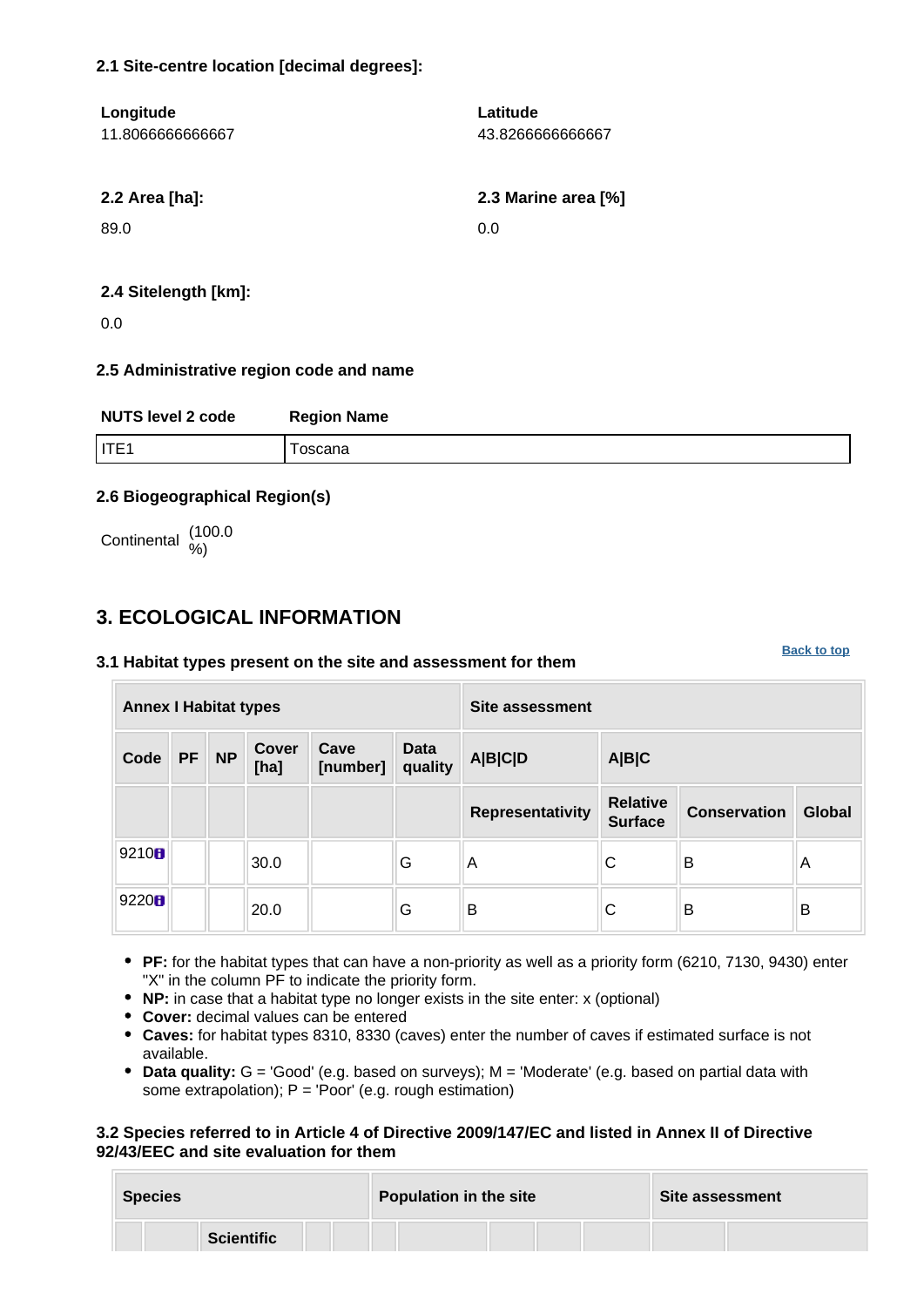#### 2.1 Site-centre location [decimal degrees]:

**Longitude**
11.8066666666667

**Latitude**
43.8266666666667

**2.2 Area [ha]:**

89.0

**2.3 Marine area [%]**

0.0

**2.4 Sitelength [km]:**

0.0

#### 2.5 Administrative region code and name

| NUTS level 2 code | Region Name |
|---|---|
| ITE1 | Toscana |

#### 2.6 Biogeographical Region(s)

Continental (100.0 %)

## 3. ECOLOGICAL INFORMATION

Back to top

#### 3.1 Habitat types present on the site and assessment for them

| Annex I Habitat types | | | | | | Site assessment | | | |
|---|---|---|---|---|---|---|---|---|---|
| Code | PF | NP | Cover [ha] | Cave [number] | Data quality | A\|B\|C\|D | A\|B\|C | | |
| | | | | | | Representativity | Relative Surface | Conservation | Global |
| 9210 | | | 30.0 | | G | A | C | B | A |
| 9220 | | | 20.0 | | G | B | C | B | B |

- **PF:** for the habitat types that can have a non-priority as well as a priority form (6210, 7130, 9430) enter "X" in the column PF to indicate the priority form.
- **NP:** in case that a habitat type no longer exists in the site enter: x (optional)
- **Cover:** decimal values can be entered
- **Caves:** for habitat types 8310, 8330 (caves) enter the number of caves if estimated surface is not available.
- **Data quality:** G = 'Good' (e.g. based on surveys); M = 'Moderate' (e.g. based on partial data with some extrapolation); P = 'Poor' (e.g. rough estimation)

#### 3.2 Species referred to in Article 4 of Directive 2009/147/EC and listed in Annex II of Directive 92/43/EEC and site evaluation for them

| Species | | | | | Population in the site | | | | | Site assessment | |
|---|---|---|---|---|---|---|---|---|---|---|---|
| | | Scientific | | | | | | | | | |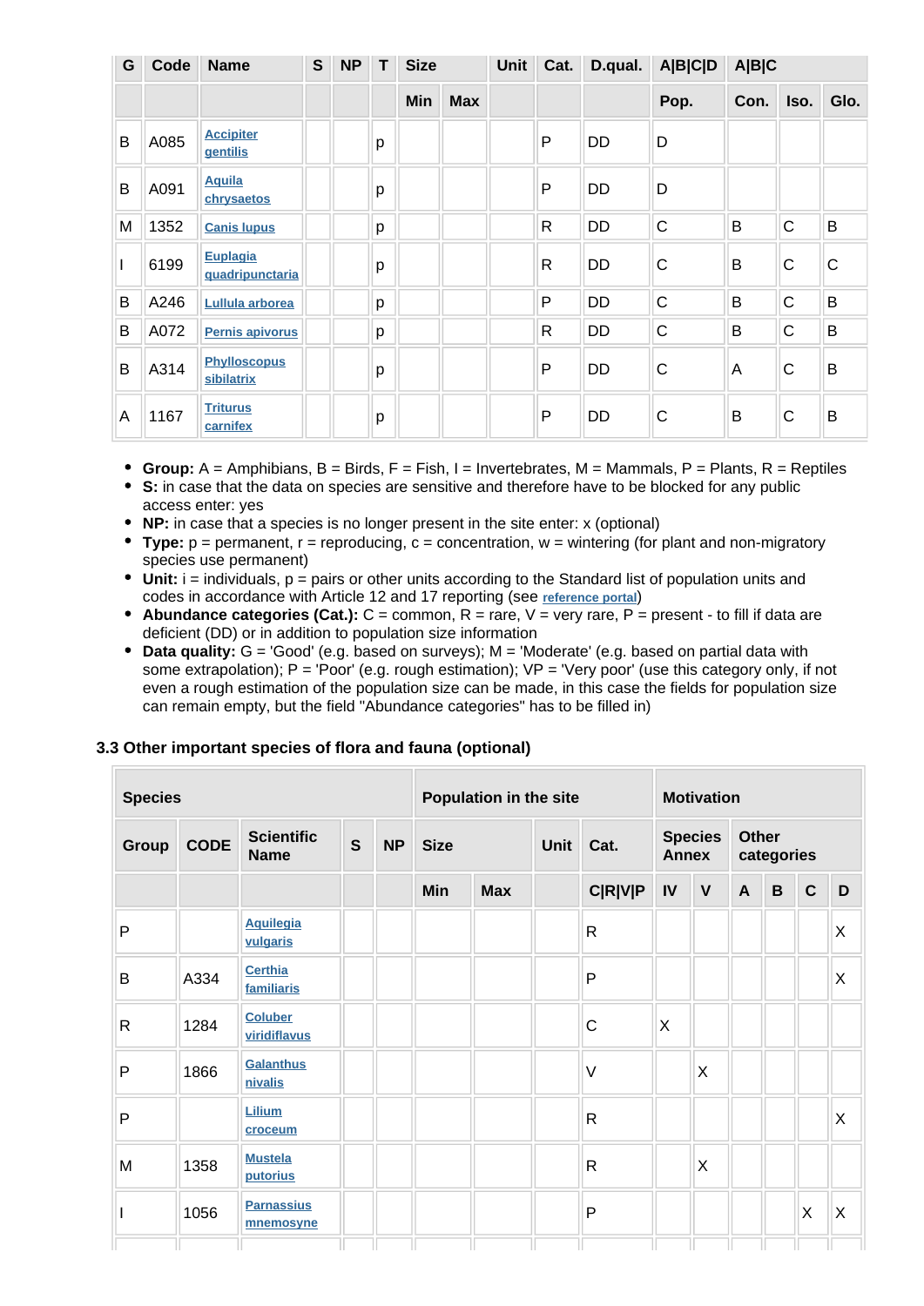| G | Code | Name | S | NP | T | Size | | Unit | Cat. | D.qual. | A\|B\|C\|D | A\|B\|C | | |
|---|---|---|---|---|---|---|---|---|---|---|---|---|---|---|
| | | | | | | Min | Max | | | | Pop. | Con. | Iso. | Glo. |
| B | A085 | Accipiter gentilis | | | p | | | | P | DD | D | | | |
| B | A091 | Aquila chrysaetos | | | p | | | | P | DD | D | | | |
| M | 1352 | Canis lupus | | | p | | | | R | DD | C | B | C | B |
| I | 6199 | Euplagia quadripunctaria | | | p | | | | R | DD | C | B | C | C |
| B | A246 | Lullula arborea | | | p | | | | P | DD | C | B | C | B |
| B | A072 | Pernis apivorus | | | p | | | | R | DD | C | B | C | B |
| B | A314 | Phylloscopus sibilatrix | | | p | | | | P | DD | C | A | C | B |
| A | 1167 | Triturus carnifex | | | p | | | | P | DD | C | B | C | B |

- **Group:** A = Amphibians, B = Birds, F = Fish, I = Invertebrates, M = Mammals, P = Plants, R = Reptiles
- **S:** in case that the data on species are sensitive and therefore have to be blocked for any public access enter: yes
- **NP:** in case that a species is no longer present in the site enter: x (optional)
- **Type:** p = permanent, r = reproducing, c = concentration, w = wintering (for plant and non-migratory species use permanent)
- **Unit:** i = individuals, p = pairs or other units according to the Standard list of population units and codes in accordance with Article 12 and 17 reporting (see reference portal)
- **Abundance categories (Cat.):** C = common, R = rare, V = very rare, P = present - to fill if data are deficient (DD) or in addition to population size information
- **Data quality:** G = 'Good' (e.g. based on surveys); M = 'Moderate' (e.g. based on partial data with some extrapolation); P = 'Poor' (e.g. rough estimation); VP = 'Very poor' (use this category only, if not even a rough estimation of the population size can be made, in this case the fields for population size can remain empty, but the field "Abundance categories" has to be filled in)

### 3.3 Other important species of flora and fauna (optional)

| Species | | | | | Population in the site | | | | Motivation | | | | | |
|---|---|---|---|---|---|---|---|---|---|---|---|---|---|---|
| Group | CODE | Scientific Name | S | NP | Size | | Unit | Cat. | Species Annex | | Other categories | | | |
| | | | | | Min | Max | | C\|R\|V\|P | IV | V | A | B | C | D |
| P | | Aquilegia vulgaris | | | | | | R | | | | | | X |
| B | A334 | Certhia familiaris | | | | | | P | | | | | | X |
| R | 1284 | Coluber viridiflavus | | | | | | C | X | | | | | |
| P | 1866 | Galanthus nivalis | | | | | | V | | X | | | | |
| P | | Lilium croceum | | | | | | R | | | | | | X |
| M | 1358 | Mustela putorius | | | | | | R | | X | | | | |
| I | 1056 | Parnassius mnemosyne | | | | | | P | | | | | X | X |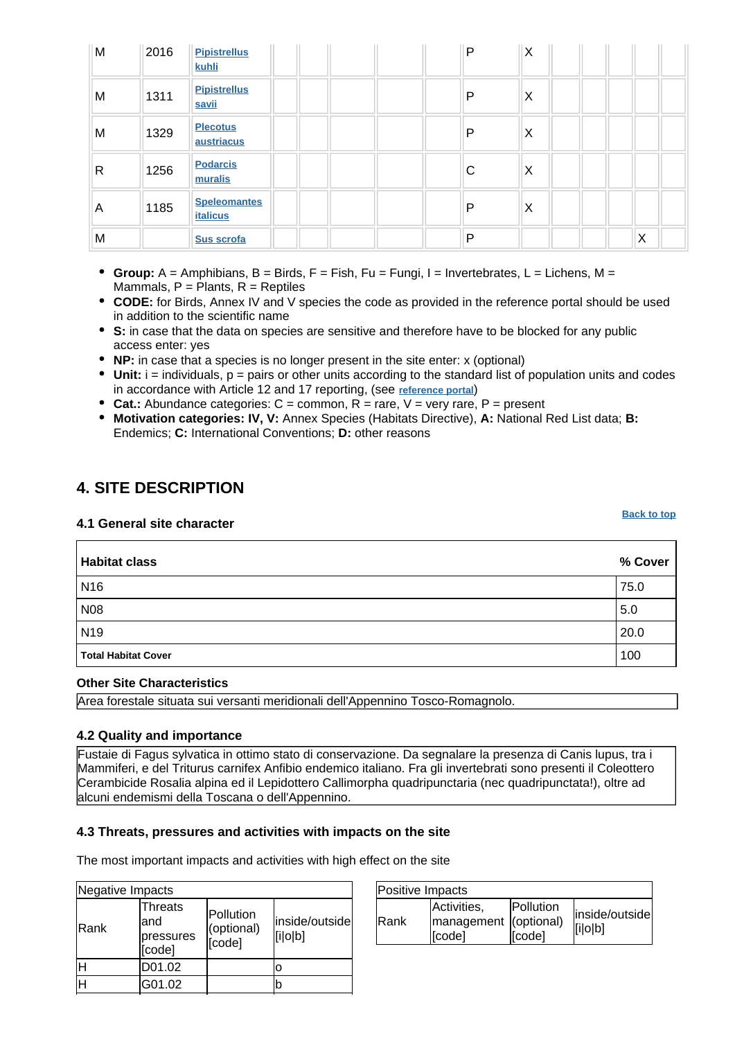| M | 2016 | Pipistrellus kuhli | | | | | | P | X | | | | | |
|---|---|---|---|---|---|---|---|---|---|---|---|---|---|---|
| M | 1311 | Pipistrellus savii | | | | | | P | X | | | | | |
| M | 1329 | Plecotus austriacus | | | | | | P | X | | | | | |
| R | 1256 | Podarcis muralis | | | | | | C | X | | | | | |
| A | 1185 | Speleomantes italicus | | | | | | P | X | | | | | |
| M | | Sus scrofa | | | | | | P | | | | | X | |

- **Group:** A = Amphibians, B = Birds, F = Fish, Fu = Fungi, I = Invertebrates, L = Lichens, M = Mammals, P = Plants, R = Reptiles
- **CODE:** for Birds, Annex IV and V species the code as provided in the reference portal should be used in addition to the scientific name
- **S:** in case that the data on species are sensitive and therefore have to be blocked for any public access enter: yes
- **NP:** in case that a species is no longer present in the site enter: x (optional)
- **Unit:** i = individuals, p = pairs or other units according to the standard list of population units and codes in accordance with Article 12 and 17 reporting, (see reference portal)
- **Cat.:** Abundance categories: C = common, R = rare, V = very rare, P = present
- **Motivation categories: IV, V:** Annex Species (Habitats Directive), **A:** National Red List data; **B:** Endemics; **C:** International Conventions; **D:** other reasons

## 4. SITE DESCRIPTION

Back to top

### 4.1 General site character

| Habitat class | % Cover |
|---|---|
| N16 | 75.0 |
| N08 | 5.0 |
| N19 | 20.0 |
| **Total Habitat Cover** | 100 |

**Other Site Characteristics**

Area forestale situata sui versanti meridionali dell'Appennino Tosco-Romagnolo.

### 4.2 Quality and importance

Fustaie di Fagus sylvatica in ottimo stato di conservazione. Da segnalare la presenza di Canis lupus, tra i Mammiferi, e del Triturus carnifex Anfibio endemico italiano. Fra gli invertebrati sono presenti il Coleottero Cerambicide Rosalia alpina ed il Lepidottero Callimorpha quadripunctaria (nec quadripunctata!), oltre ad alcuni endemismi della Toscana o dell'Appennino.

### 4.3 Threats, pressures and activities with impacts on the site

The most important impacts and activities with high effect on the site

**Negative Impacts**

| Rank | Threats and pressures [code] | Pollution (optional) [code] | inside/outside [i\|o\|b] |
|---|---|---|---|
| H | D01.02 | | o |
| H | G01.02 | | b |

**Positive Impacts**

| Rank | Activities, management [code] | Pollution (optional) [code] | inside/outside [i\|o\|b] |
|---|---|---|---|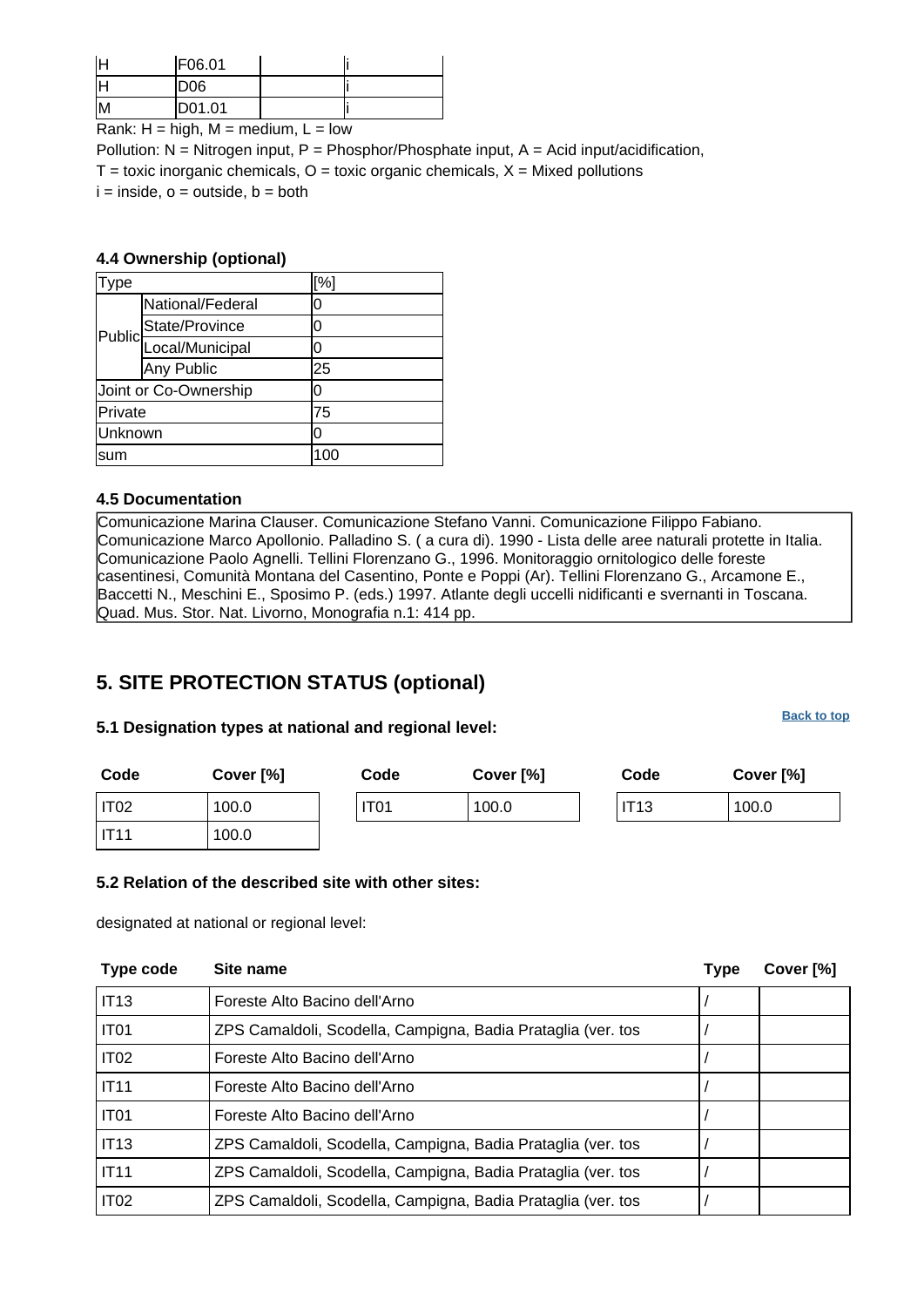| H | F06.01 | | i |
|---|---|---|---|
| H | D06 | | i |
| M | D01.01 | | i |

Rank: H = high, M = medium, L = low

Pollution: N = Nitrogen input, P = Phosphor/Phosphate input, A = Acid input/acidification,

T = toxic inorganic chemicals, O = toxic organic chemicals, X = Mixed pollutions

i = inside, o = outside, b = both

### 4.4 Ownership (optional)

| Type | | [%] |
|---|---|---|
| Public | National/Federal | 0 |
| | State/Province | 0 |
| | Local/Municipal | 0 |
| | Any Public | 25 |
| Joint or Co-Ownership | | 0 |
| Private | | 75 |
| Unknown | | 0 |
| sum | | 100 |

### 4.5 Documentation

Comunicazione Marina Clauser. Comunicazione Stefano Vanni. Comunicazione Filippo Fabiano. Comunicazione Marco Apollonio. Palladino S. ( a cura di). 1990 - Lista delle aree naturali protette in Italia. Comunicazione Paolo Agnelli. Tellini Florenzano G., 1996. Monitoraggio ornitologico delle foreste casentinesi, Comunità Montana del Casentino, Ponte e Poppi (Ar). Tellini Florenzano G., Arcamone E., Baccetti N., Meschini E., Sposimo P. (eds.) 1997. Atlante degli uccelli nidificanti e svernanti in Toscana. Quad. Mus. Stor. Nat. Livorno, Monografia n.1: 414 pp.

## 5. SITE PROTECTION STATUS (optional)

Back to top

### 5.1 Designation types at national and regional level:

| Code | Cover [%] | Code | Cover [%] | Code | Cover [%] |
|---|---|---|---|---|---|
| IT02 | 100.0 | IT01 | 100.0 | IT13 | 100.0 |
| IT11 | 100.0 | | | | |

### 5.2 Relation of the described site with other sites:

designated at national or regional level:

| Type code | Site name | Type | Cover [%] |
|---|---|---|---|
| IT13 | Foreste Alto Bacino dell'Arno | / | |
| IT01 | ZPS Camaldoli, Scodella, Campigna, Badia Prataglia (ver. tos | / | |
| IT02 | Foreste Alto Bacino dell'Arno | / | |
| IT11 | Foreste Alto Bacino dell'Arno | / | |
| IT01 | Foreste Alto Bacino dell'Arno | / | |
| IT13 | ZPS Camaldoli, Scodella, Campigna, Badia Prataglia (ver. tos | / | |
| IT11 | ZPS Camaldoli, Scodella, Campigna, Badia Prataglia (ver. tos | / | |
| IT02 | ZPS Camaldoli, Scodella, Campigna, Badia Prataglia (ver. tos | / | |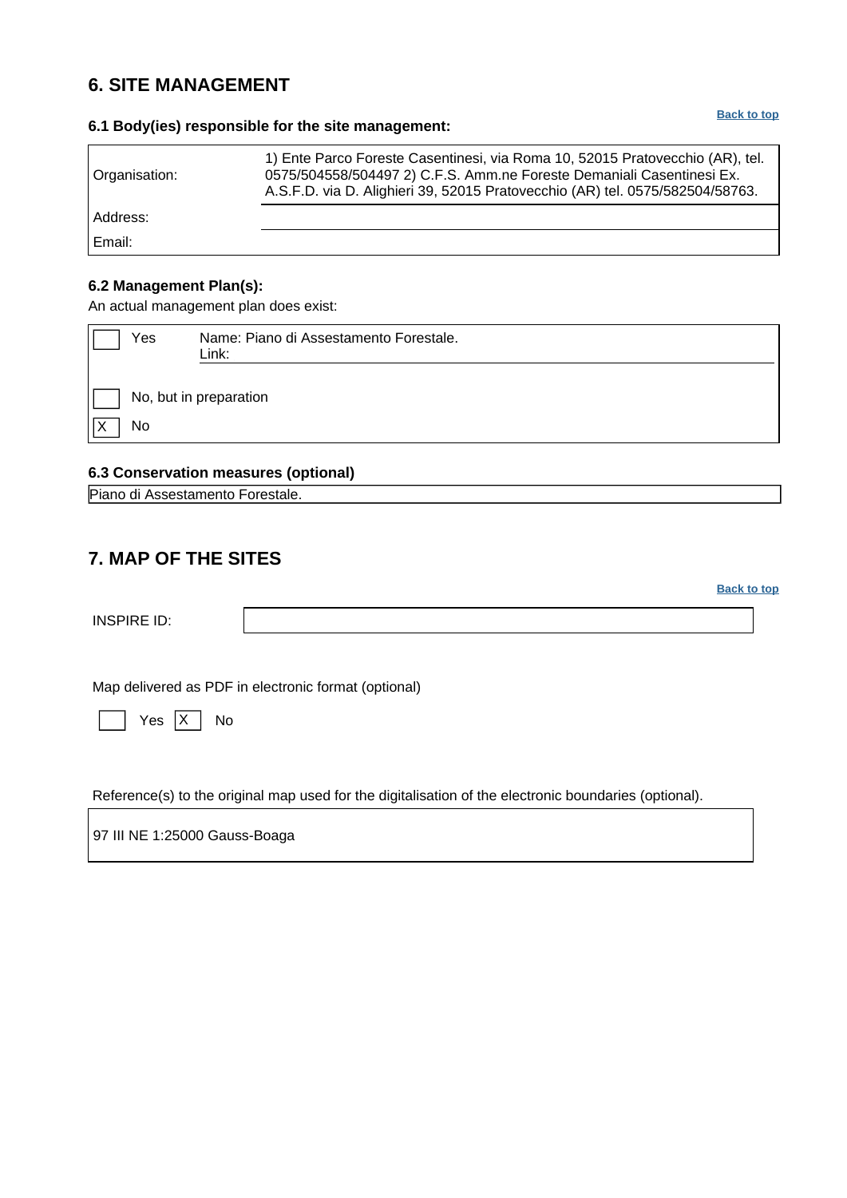## 6. SITE MANAGEMENT

Back to top

### 6.1 Body(ies) responsible for the site management:

| | |
|---|---|
| Organisation: | 1) Ente Parco Foreste Casentinesi, via Roma 10, 52015 Pratovecchio (AR), tel. 0575/504558/504497 2) C.F.S. Amm.ne Foreste Demaniali Casentinesi Ex. A.S.F.D. via D. Alighieri 39, 52015 Pratovecchio (AR) tel. 0575/582504/58763. |
| Address: | |
| Email: | |

### 6.2 Management Plan(s):

An actual management plan does exist:

| | | |
|---|---|---|
| [ ] | Yes | Name: Piano di Assestamento Forestale.<br>Link: |
| [ ] | No, but in preparation | |
| [X] | No | |

### 6.3 Conservation measures (optional)

Piano di Assestamento Forestale.

## 7. MAP OF THE SITES

Back to top

INSPIRE ID:

Map delivered as PDF in electronic format (optional)

[ ] Yes [X] No

Reference(s) to the original map used for the digitalisation of the electronic boundaries (optional).

97 III NE 1:25000 Gauss-Boaga